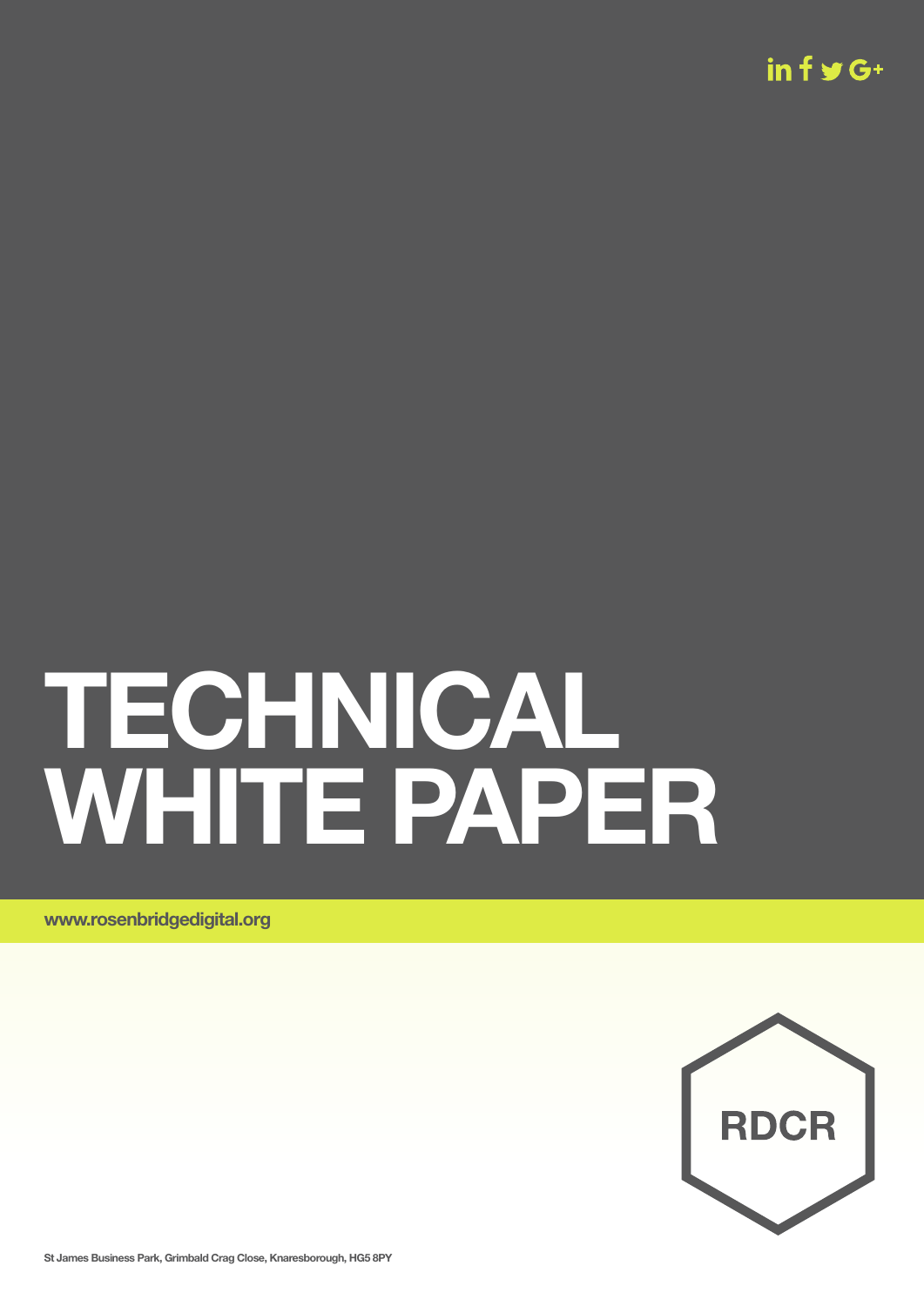# TECHNICAL WHITE PAPER

www.rosenbridgedigital.org

RDCR

St James Business Park, Grimbald Crag Close, Knaresborough, HG5 8PY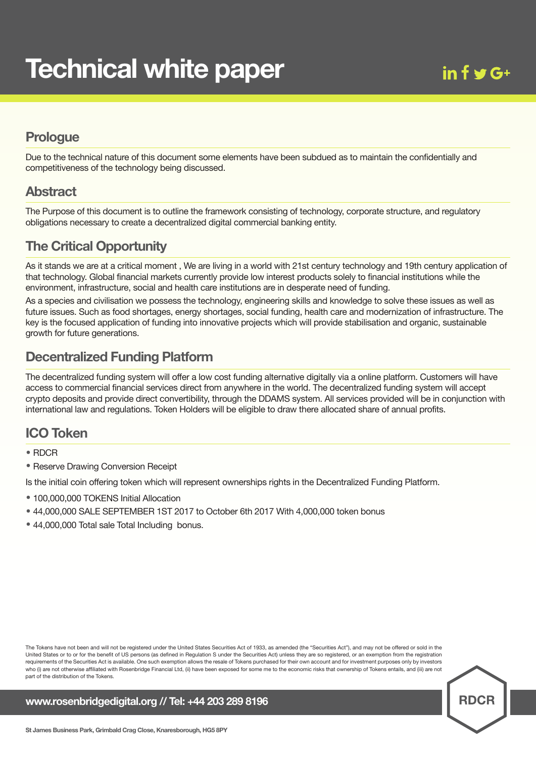# Technical white paper

## Prologue

Due to the technical nature of this document some elements have been subdued as to maintain the confidentially and competitiveness of the technology being discussed.

## Abstract

The Purpose of this document is to outline the framework consisting of technology, corporate structure, and regulatory obligations necessary to create a decentralized digital commercial banking entity.

## The Critical Opportunity

As it stands we are at a critical moment , We are living in a world with 21st century technology and 19th century application of that technology. Global financial markets currently provide low interest products solely to financial institutions while the environment, infrastructure, social and health care institutions are in desperate need of funding.

As a species and civilisation we possess the technology, engineering skills and knowledge to solve these issues as well as future issues. Such as food shortages, energy shortages, social funding, health care and modernization of infrastructure. The key is the focused application of funding into innovative projects which will provide stabilisation and organic, sustainable growth for future generations.

## Decentralized Funding Platform

The decentralized funding system will offer a low cost funding alternative digitally via a online platform. Customers will have access to commercial financial services direct from anywhere in the world. The decentralized funding system will accept crypto deposits and provide direct convertibility, through the DDAMS system. All services provided will be in conjunction with international law and regulations. Token Holders will be eligible to draw there allocated share of annual profits.

## ICO Token

- RDCR
- Reserve Drawing Conversion Receipt

Is the initial coin offering token which will represent ownerships rights in the Decentralized Funding Platform.

- 100,000,000 TOKENS Initial Allocation
- 44,000,000 SALE SEPTEMBER 1ST 2017 to October 6th 2017 With 4,000,000 token bonus
- 44,000,000 Total sale Total Including bonus.

The Tokens have not been and will not be registered under the United States Securities Act of 1933, as amended (the "Securities Act"), and may not be offered or sold in the United States or to or for the benefit of US persons (as defined in Regulation S under the Securities Act) unless they are so registered, or an exemption from the registration requirements of the Securities Act is available. One such exemption allows the resale of Tokens purchased for their own account and for investment purposes only by investors who (i) are not otherwise affiliated with Rosenbridge Financial Ltd, (ii) have been exposed for some me to the economic risks that ownership of Tokens entails, and (iii) are not part of the distribution of the Tokens.

www.rosenbridgedigital.org // Tel: +44 203 289 8196

RDCR

St James Business Park, Grimbald Crag Close, Knaresborough, HG5 8PY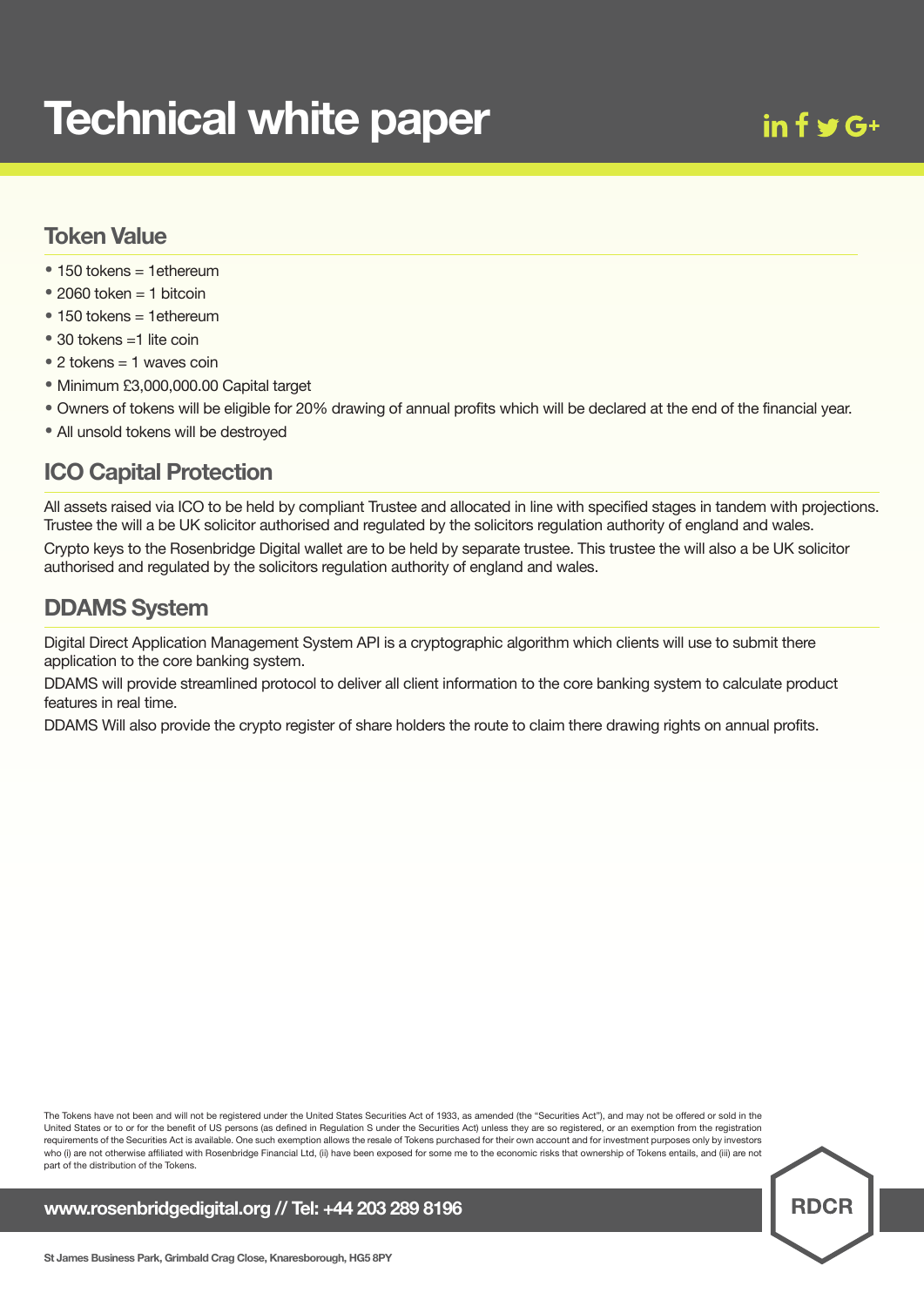# Technical white paper

## Token Value

- 150 tokens = 1ethereum
- 2060 token = 1 bitcoin
- 150 tokens = 1ethereum
- 30 tokens =1 lite coin
- 2 tokens = 1 waves coin
- Minimum £3,000,000.00 Capital target
- Owners of tokens will be eligible for 20% drawing of annual profits which will be declared at the end of the financial year.
- All unsold tokens will be destroyed

## ICO Capital Protection

All assets raised via ICO to be held by compliant Trustee and allocated in line with specified stages in tandem with projections. Trustee the will a be UK solicitor authorised and regulated by the solicitors regulation authority of england and wales.

Crypto keys to the Rosenbridge Digital wallet are to be held by separate trustee. This trustee the will also a be UK solicitor authorised and regulated by the solicitors regulation authority of england and wales.

## DDAMS System

Digital Direct Application Management System API is a cryptographic algorithm which clients will use to submit there application to the core banking system.

DDAMS will provide streamlined protocol to deliver all client information to the core banking system to calculate product features in real time.

DDAMS Will also provide the crypto register of share holders the route to claim there drawing rights on annual profits.

The Tokens have not been and will not be registered under the United States Securities Act of 1933, as amended (the "Securities Act"), and may not be offered or sold in the United States or to or for the benefit of US persons (as defined in Regulation S under the Securities Act) unless they are so registered, or an exemption from the registration requirements of the Securities Act is available. One such exemption allows the resale of Tokens purchased for their own account and for investment purposes only by investors who (i) are not otherwise affiliated with Rosenbridge Financial Ltd, (ii) have been exposed for some me to the economic risks that ownership of Tokens entails, and (iii) are not part of the distribution of the Tokens.

www.rosenbridgedigital.org // Tel: +44 203 289 8196

RDCR

St James Business Park, Grimbald Crag Close, Knaresborough, HG5 8PY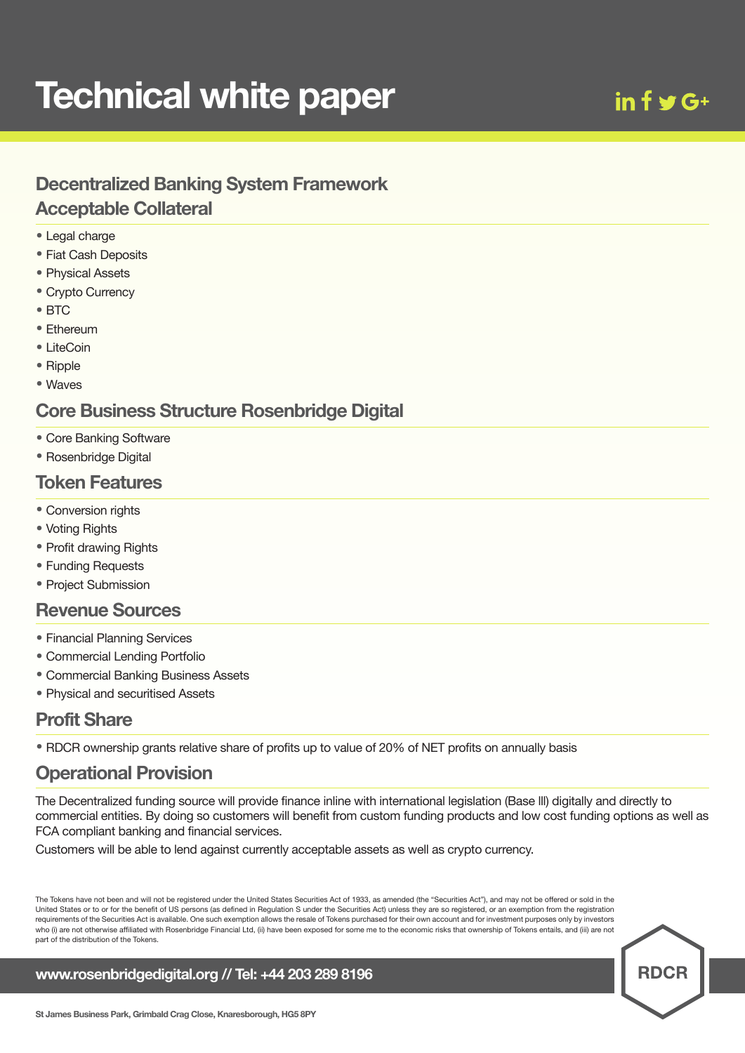# Technical white paper

## Decentralized Banking System Framework

## Acceptable Collateral

- Legal charge
- Fiat Cash Deposits
- Physical Assets
- Crypto Currency
- BTC
- Ethereum
- LiteCoin
- Ripple
- Waves

## Core Business Structure Rosenbridge Digital

- Core Banking Software
- Rosenbridge Digital

## Token Features

- Conversion rights
- Voting Rights
- Profit drawing Rights
- Funding Requests
- Project Submission

## Revenue Sources

- Financial Planning Services
- Commercial Lending Portfolio
- Commercial Banking Business Assets
- Physical and securitised Assets

## Profit Share

- RDCR ownership grants relative share of profits up to value of 20% of NET profits on annually basis

## Operational Provision

The Decentralized funding source will provide finance inline with international legislation (Base lll) digitally and directly to commercial entities. By doing so customers will benefit from custom funding products and low cost funding options as well as FCA compliant banking and financial services.

Customers will be able to lend against currently acceptable assets as well as crypto currency.

The Tokens have not been and will not be registered under the United States Securities Act of 1933, as amended (the "Securities Act"), and may not be offered or sold in the United States or to or for the benefit of US persons (as defined in Regulation S under the Securities Act) unless they are so registered, or an exemption from the registration requirements of the Securities Act is available. One such exemption allows the resale of Tokens purchased for their own account and for investment purposes only by investors who (i) are not otherwise affiliated with Rosenbridge Financial Ltd, (ii) have been exposed for some me to the economic risks that ownership of Tokens entails, and (iii) are not part of the distribution of the Tokens.

www.rosenbridgedigital.org // Tel: +44 203 289 8196

RDCR

St James Business Park, Grimbald Crag Close, Knaresborough, HG5 8PY